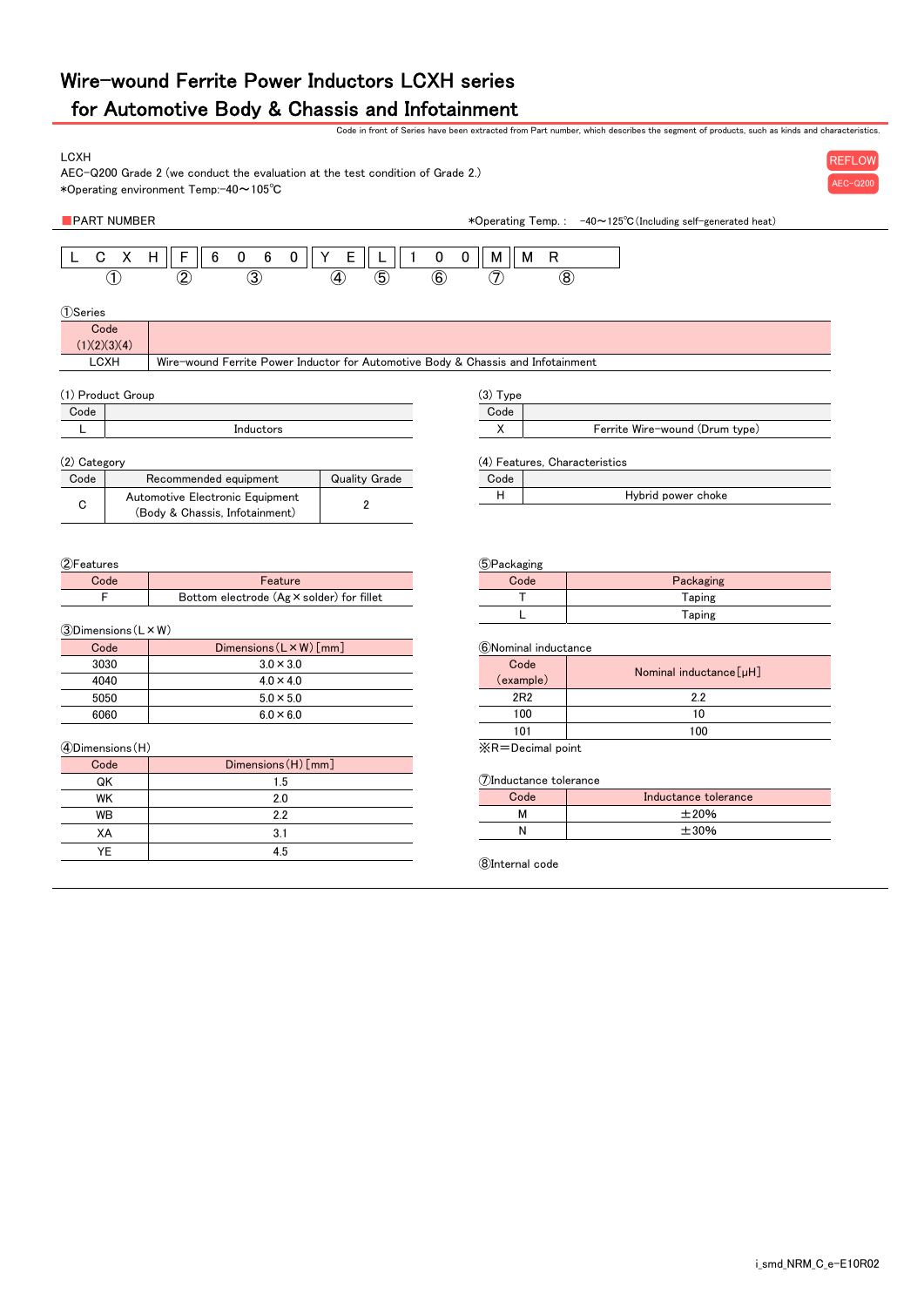# Wire-wound Ferrite Power Inductors LCXH series
## for Automotive Body & Chassis and Infotainment

Code in front of Series have been extracted from Part number, which describes the segment of products, such as kinds and characteristics.

LCXH
AEC-Q200 Grade 2 (we conduct the evaluation at the test condition of Grade 2.)
*Operating environment Temp:-40～105℃

REFLOW
AEC-Q200

■PART NUMBER　　　　　*Operating Temp. :　-40～125℃(Including self-generated heat)

| L C X H | F | 6 0 6 0 | Y E | L | 1 0 0 | M | M R |
|---|---|---|---|---|---|---|---|
| ① | ② | ③ | ④ | ⑤ | ⑥ | ⑦ | ⑧ |

①Series

| Code (1)(2)(3)(4) | |
|---|---|
| LCXH | Wire-wound Ferrite Power Inductor for Automotive Body & Chassis and Infotainment |

(1) Product Group

| Code | |
|---|---|
| L | Inductors |

(2) Category

| Code | Recommended equipment | Quality Grade |
|---|---|---|
| C | Automotive Electronic Equipment (Body & Chassis, Infotainment) | 2 |

(3) Type

| Code | |
|---|---|
| X | Ferrite Wire-wound (Drum type) |

(4) Features, Characteristics

| Code | |
|---|---|
| H | Hybrid power choke |

②Features

| Code | Feature |
|---|---|
| F | Bottom electrode (Ag×solder) for fillet |

③Dimensions(L×W)

| Code | Dimensions(L×W)[mm] |
|---|---|
| 3030 | 3.0×3.0 |
| 4040 | 4.0×4.0 |
| 5050 | 5.0×5.0 |
| 6060 | 6.0×6.0 |

④Dimensions(H)

| Code | Dimensions(H)[mm] |
|---|---|
| QK | 1.5 |
| WK | 2.0 |
| WB | 2.2 |
| XA | 3.1 |
| YE | 4.5 |

⑤Packaging

| Code | Packaging |
|---|---|
| T | Taping |
| L | Taping |

⑥Nominal inductance

| Code (example) | Nominal inductance[μH] |
|---|---|
| 2R2 | 2.2 |
| 100 | 10 |
| 101 | 100 |

※R=Decimal point

⑦Inductance tolerance

| Code | Inductance tolerance |
|---|---|
| M | ±20% |
| N | ±30% |

⑧Internal code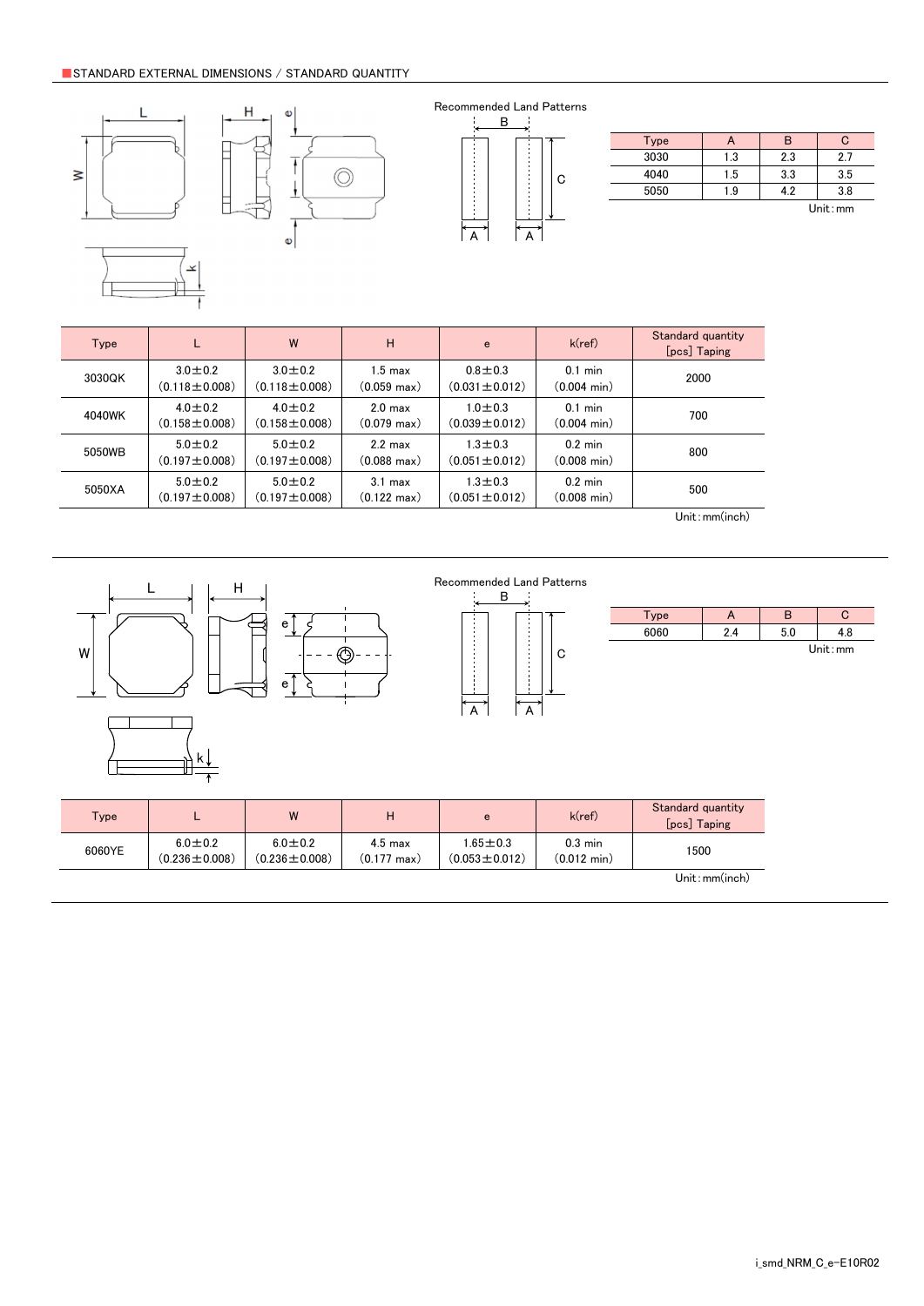## STANDARD EXTERNAL DIMENSIONS / STANDARD QUANTITY

Recommended Land Patterns

| Type | A | B | C |
|---|---|---|---|
| 3030 | 1.3 | 2.3 | 2.7 |
| 4040 | 1.5 | 3.3 | 3.5 |
| 5050 | 1.9 | 4.2 | 3.8 |

Unit : mm

| Type | L | W | H | e | k(ref) | Standard quantity [pcs] Taping |
|---|---|---|---|---|---|---|
| 3030QK | 3.0±0.2 (0.118±0.008) | 3.0±0.2 (0.118±0.008) | 1.5 max (0.059 max) | 0.8±0.3 (0.031±0.012) | 0.1 min (0.004 min) | 2000 |
| 4040WK | 4.0±0.2 (0.158±0.008) | 4.0±0.2 (0.158±0.008) | 2.0 max (0.079 max) | 1.0±0.3 (0.039±0.012) | 0.1 min (0.004 min) | 700 |
| 5050WB | 5.0±0.2 (0.197±0.008) | 5.0±0.2 (0.197±0.008) | 2.2 max (0.088 max) | 1.3±0.3 (0.051±0.012) | 0.2 min (0.008 min) | 800 |
| 5050XA | 5.0±0.2 (0.197±0.008) | 5.0±0.2 (0.197±0.008) | 3.1 max (0.122 max) | 1.3±0.3 (0.051±0.012) | 0.2 min (0.008 min) | 500 |

Unit : mm(inch)

Recommended Land Patterns

| Type | A | B | C |
|---|---|---|---|
| 6060 | 2.4 | 5.0 | 4.8 |

Unit : mm

| Type | L | W | H | e | k(ref) | Standard quantity [pcs] Taping |
|---|---|---|---|---|---|---|
| 6060YE | 6.0±0.2 (0.236±0.008) | 6.0±0.2 (0.236±0.008) | 4.5 max (0.177 max) | 1.65±0.3 (0.053±0.012) | 0.3 min (0.012 min) | 1500 |

Unit : mm(inch)

i_smd_NRM_C_e-E10R02